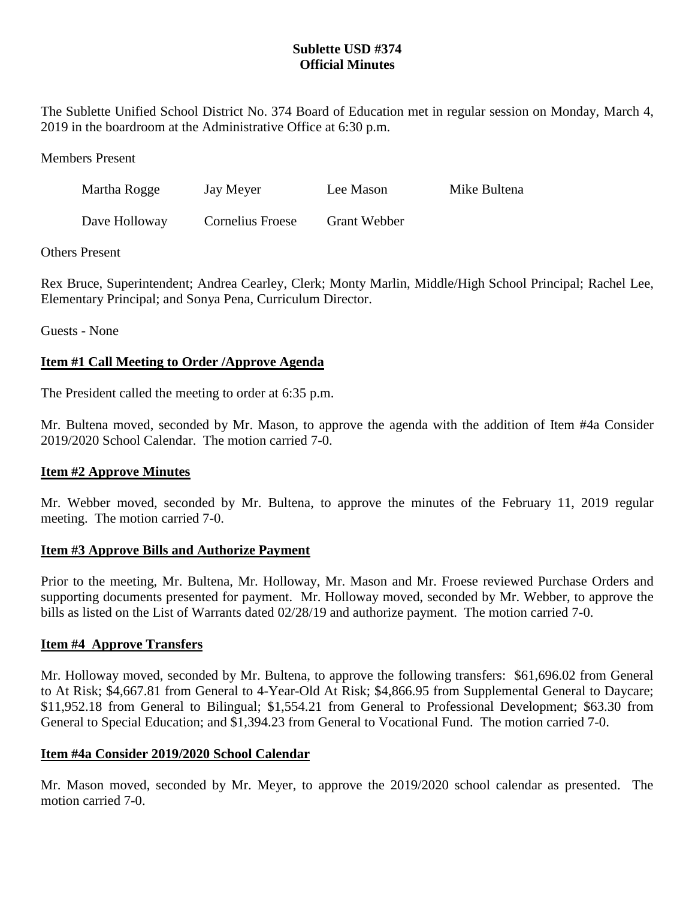# Sublette USD #374
## Official Minutes

The Sublette Unified School District No. 374 Board of Education met in regular session on Monday, March 4, 2019 in the boardroom at the Administrative Office at 6:30 p.m.

Members Present

| | | | |
|---|---|---|---|
| Martha Rogge | Jay Meyer | Lee Mason | Mike Bultena |
| Dave Holloway | Cornelius Froese | Grant Webber | |

Others Present

Rex Bruce, Superintendent; Andrea Cearley, Clerk; Monty Marlin, Middle/High School Principal; Rachel Lee, Elementary Principal; and Sonya Pena, Curriculum Director.

Guests - None

**Item #1 Call Meeting to Order /Approve Agenda**

The President called the meeting to order at 6:35 p.m.

Mr. Bultena moved, seconded by Mr. Mason, to approve the agenda with the addition of Item #4a Consider 2019/2020 School Calendar. The motion carried 7-0.

**Item #2 Approve Minutes**

Mr. Webber moved, seconded by Mr. Bultena, to approve the minutes of the February 11, 2019 regular meeting. The motion carried 7-0.

**Item #3 Approve Bills and Authorize Payment**

Prior to the meeting, Mr. Bultena, Mr. Holloway, Mr. Mason and Mr. Froese reviewed Purchase Orders and supporting documents presented for payment. Mr. Holloway moved, seconded by Mr. Webber, to approve the bills as listed on the List of Warrants dated 02/28/19 and authorize payment. The motion carried 7-0.

**Item #4 Approve Transfers**

Mr. Holloway moved, seconded by Mr. Bultena, to approve the following transfers: $61,696.02 from General to At Risk; $4,667.81 from General to 4-Year-Old At Risk; $4,866.95 from Supplemental General to Daycare; $11,952.18 from General to Bilingual; $1,554.21 from General to Professional Development; $63.30 from General to Special Education; and $1,394.23 from General to Vocational Fund. The motion carried 7-0.

**Item #4a Consider 2019/2020 School Calendar**

Mr. Mason moved, seconded by Mr. Meyer, to approve the 2019/2020 school calendar as presented. The motion carried 7-0.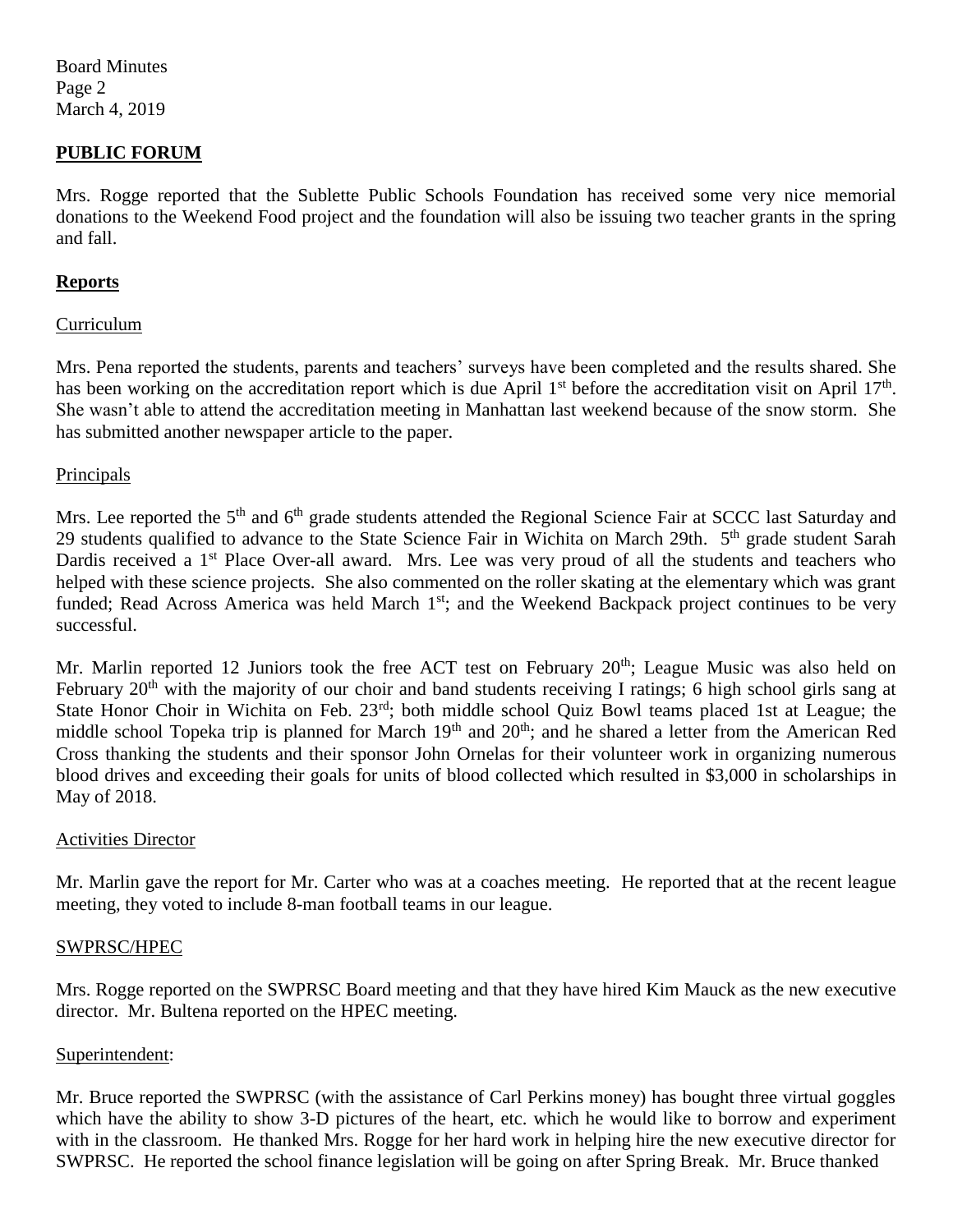## PUBLIC FORUM

Mrs. Rogge reported that the Sublette Public Schools Foundation has received some very nice memorial donations to the Weekend Food project and the foundation will also be issuing two teacher grants in the spring and fall.

## Reports

### Curriculum

Mrs. Pena reported the students, parents and teachers' surveys have been completed and the results shared. She has been working on the accreditation report which is due April 1st before the accreditation visit on April 17th. She wasn't able to attend the accreditation meeting in Manhattan last weekend because of the snow storm. She has submitted another newspaper article to the paper.

### Principals

Mrs. Lee reported the 5th and 6th grade students attended the Regional Science Fair at SCCC last Saturday and 29 students qualified to advance to the State Science Fair in Wichita on March 29th. 5th grade student Sarah Dardis received a 1st Place Over-all award. Mrs. Lee was very proud of all the students and teachers who helped with these science projects. She also commented on the roller skating at the elementary which was grant funded; Read Across America was held March 1st; and the Weekend Backpack project continues to be very successful.

Mr. Marlin reported 12 Juniors took the free ACT test on February 20th; League Music was also held on February 20th with the majority of our choir and band students receiving I ratings; 6 high school girls sang at State Honor Choir in Wichita on Feb. 23rd; both middle school Quiz Bowl teams placed 1st at League; the middle school Topeka trip is planned for March 19th and 20th; and he shared a letter from the American Red Cross thanking the students and their sponsor John Ornelas for their volunteer work in organizing numerous blood drives and exceeding their goals for units of blood collected which resulted in $3,000 in scholarships in May of 2018.

### Activities Director

Mr. Marlin gave the report for Mr. Carter who was at a coaches meeting. He reported that at the recent league meeting, they voted to include 8-man football teams in our league.

### SWPRSC/HPEC

Mrs. Rogge reported on the SWPRSC Board meeting and that they have hired Kim Mauck as the new executive director. Mr. Bultena reported on the HPEC meeting.

### Superintendent:

Mr. Bruce reported the SWPRSC (with the assistance of Carl Perkins money) has bought three virtual goggles which have the ability to show 3-D pictures of the heart, etc. which he would like to borrow and experiment with in the classroom. He thanked Mrs. Rogge for her hard work in helping hire the new executive director for SWPRSC. He reported the school finance legislation will be going on after Spring Break. Mr. Bruce thanked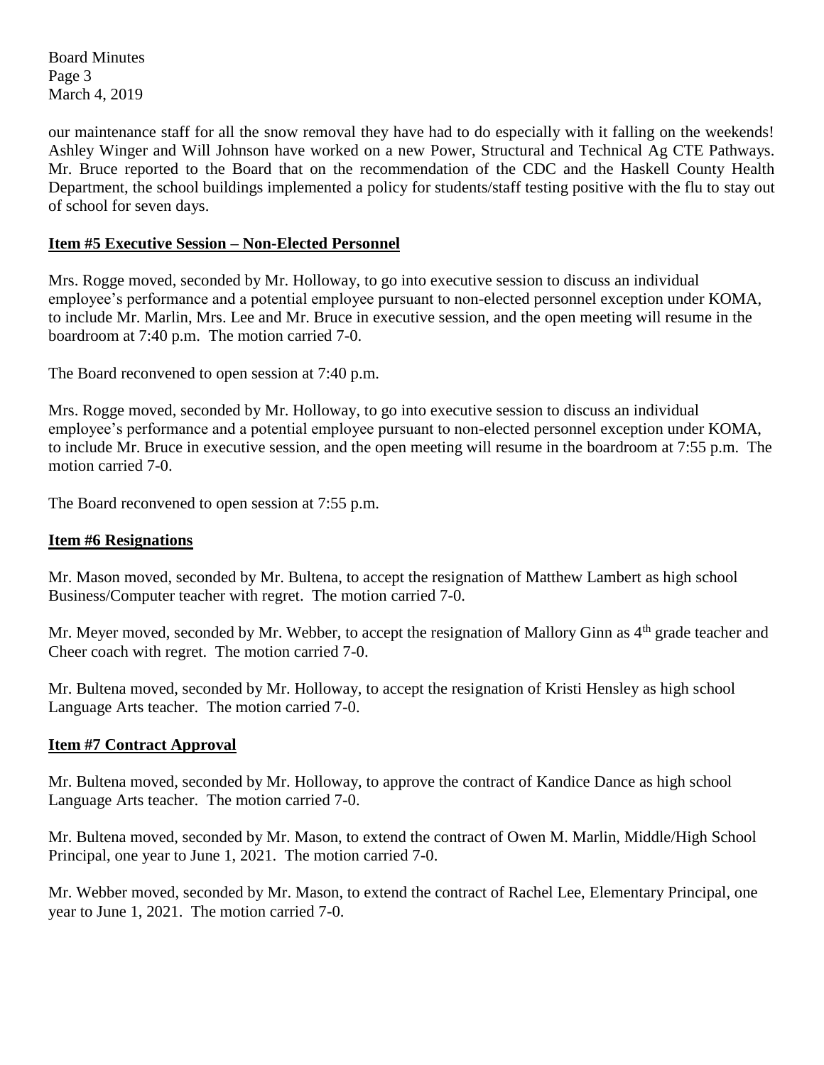our maintenance staff for all the snow removal they have had to do especially with it falling on the weekends! Ashley Winger and Will Johnson have worked on a new Power, Structural and Technical Ag CTE Pathways. Mr. Bruce reported to the Board that on the recommendation of the CDC and the Haskell County Health Department, the school buildings implemented a policy for students/staff testing positive with the flu to stay out of school for seven days.

**Item #5 Executive Session – Non-Elected Personnel**

Mrs. Rogge moved, seconded by Mr. Holloway, to go into executive session to discuss an individual employee's performance and a potential employee pursuant to non-elected personnel exception under KOMA, to include Mr. Marlin, Mrs. Lee and Mr. Bruce in executive session, and the open meeting will resume in the boardroom at 7:40 p.m. The motion carried 7-0.

The Board reconvened to open session at 7:40 p.m.

Mrs. Rogge moved, seconded by Mr. Holloway, to go into executive session to discuss an individual employee's performance and a potential employee pursuant to non-elected personnel exception under KOMA, to include Mr. Bruce in executive session, and the open meeting will resume in the boardroom at 7:55 p.m. The motion carried 7-0.

The Board reconvened to open session at 7:55 p.m.

**Item #6 Resignations**

Mr. Mason moved, seconded by Mr. Bultena, to accept the resignation of Matthew Lambert as high school Business/Computer teacher with regret. The motion carried 7-0.

Mr. Meyer moved, seconded by Mr. Webber, to accept the resignation of Mallory Ginn as 4th grade teacher and Cheer coach with regret. The motion carried 7-0.

Mr. Bultena moved, seconded by Mr. Holloway, to accept the resignation of Kristi Hensley as high school Language Arts teacher. The motion carried 7-0.

**Item #7 Contract Approval**

Mr. Bultena moved, seconded by Mr. Holloway, to approve the contract of Kandice Dance as high school Language Arts teacher. The motion carried 7-0.

Mr. Bultena moved, seconded by Mr. Mason, to extend the contract of Owen M. Marlin, Middle/High School Principal, one year to June 1, 2021. The motion carried 7-0.

Mr. Webber moved, seconded by Mr. Mason, to extend the contract of Rachel Lee, Elementary Principal, one year to June 1, 2021. The motion carried 7-0.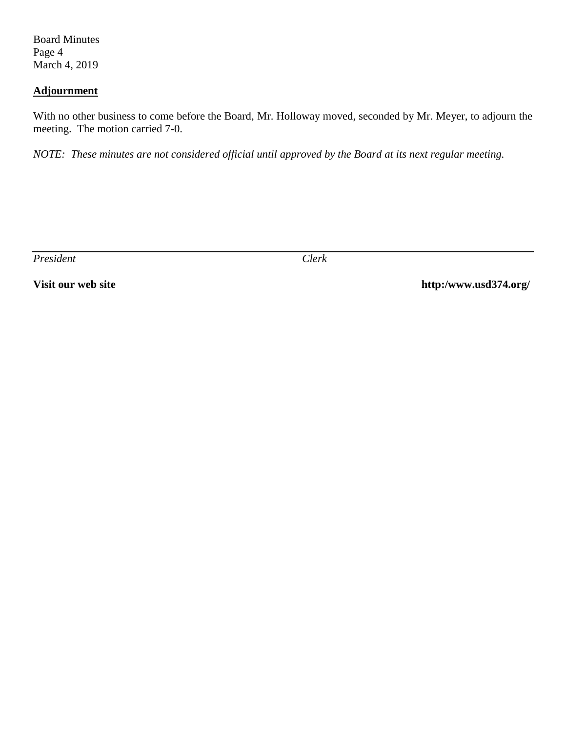## Adjournment

With no other business to come before the Board, Mr. Holloway moved, seconded by Mr. Meyer, to adjourn the meeting. The motion carried 7-0.

*NOTE: These minutes are not considered official until approved by the Board at its next regular meeting.*

*President* *Clerk*

**Visit our web site** **http:/www.usd374.org/**